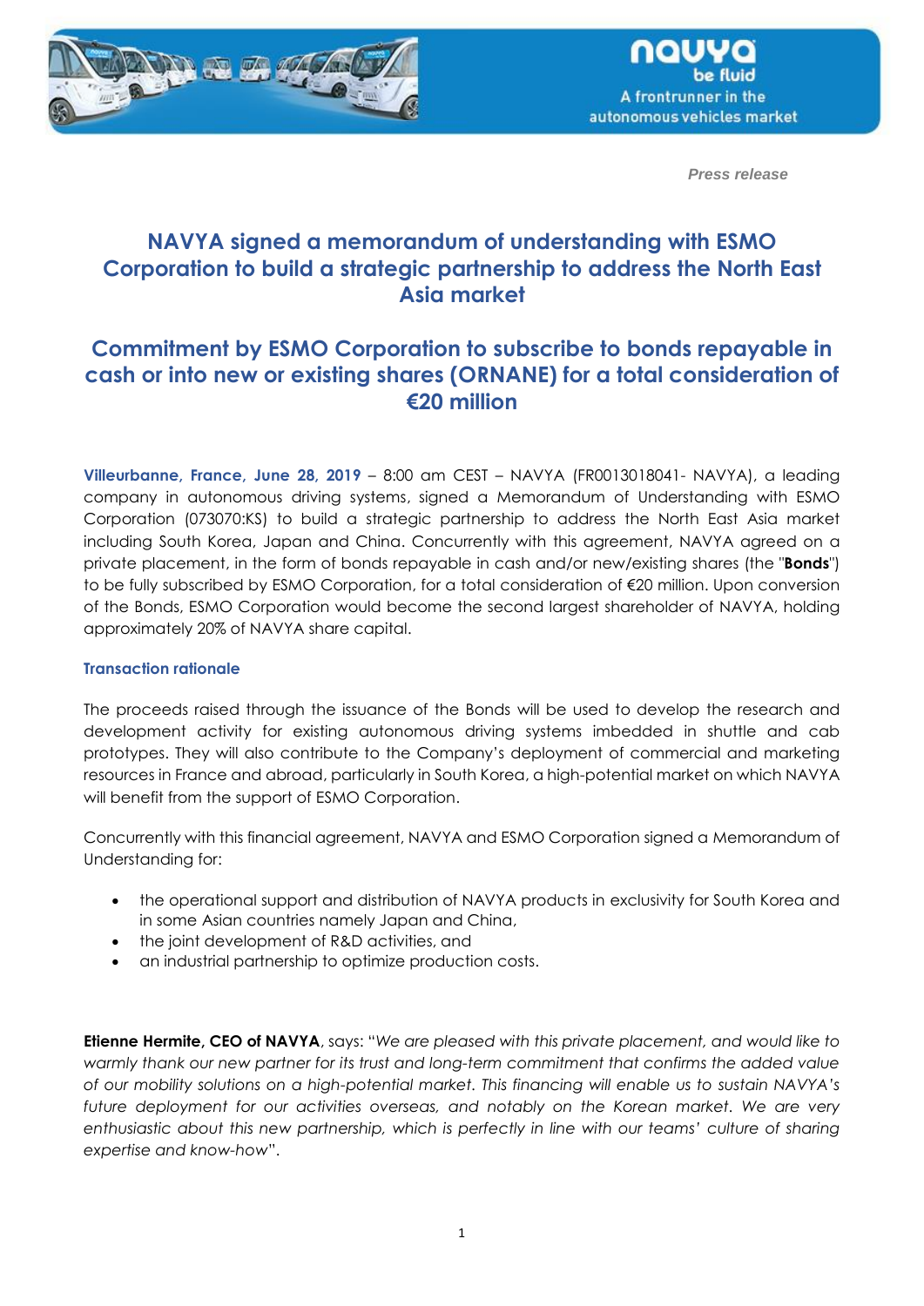*Press release*

# NAVYA signed a memorandum of understanding with ESMO Corporation to build a strategic partnership to address the North East Asia market

# Commitment by ESMO Corporation to subscribe to bonds repayable in cash or into new or existing shares (ORNANE) for a total consideration of €20 million

**Villeurbanne, France, June 28, 2019** – 8:00 am CEST – NAVYA (FR0013018041- NAVYA), a leading company in autonomous driving systems, signed a Memorandum of Understanding with ESMO Corporation (073070:KS) to build a strategic partnership to address the North East Asia market including South Korea, Japan and China. Concurrently with this agreement, NAVYA agreed on a private placement, in the form of bonds repayable in cash and/or new/existing shares (the "**Bonds**") to be fully subscribed by ESMO Corporation, for a total consideration of €20 million. Upon conversion of the Bonds, ESMO Corporation would become the second largest shareholder of NAVYA, holding approximately 20% of NAVYA share capital.

### Transaction rationale

The proceeds raised through the issuance of the Bonds will be used to develop the research and development activity for existing autonomous driving systems imbedded in shuttle and cab prototypes. They will also contribute to the Company's deployment of commercial and marketing resources in France and abroad, particularly in South Korea, a high-potential market on which NAVYA will benefit from the support of ESMO Corporation.

Concurrently with this financial agreement, NAVYA and ESMO Corporation signed a Memorandum of Understanding for:

- the operational support and distribution of NAVYA products in exclusivity for South Korea and in some Asian countries namely Japan and China,
- the joint development of R&D activities, and
- an industrial partnership to optimize production costs.

**Etienne Hermite, CEO of NAVYA**, says: "*We are pleased with this private placement, and would like to warmly thank our new partner for its trust and long-term commitment that confirms the added value of our mobility solutions on a high-potential market. This financing will enable us to sustain NAVYA's future deployment for our activities overseas, and notably on the Korean market. We are very enthusiastic about this new partnership, which is perfectly in line with our teams' culture of sharing expertise and know-how*".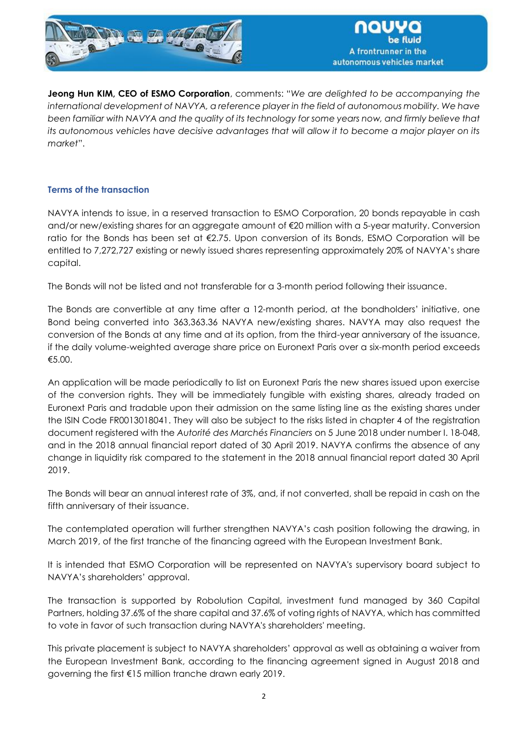**Jeong Hun KIM, CEO of ESMO Corporation**, comments: "*We are delighted to be accompanying the international development of NAVYA, a reference player in the field of autonomous mobility. We have been familiar with NAVYA and the quality of its technology for some years now, and firmly believe that its autonomous vehicles have decisive advantages that will allow it to become a major player on its market*".

### Terms of the transaction

NAVYA intends to issue, in a reserved transaction to ESMO Corporation, 20 bonds repayable in cash and/or new/existing shares for an aggregate amount of €20 million with a 5-year maturity. Conversion ratio for the Bonds has been set at €2.75. Upon conversion of its Bonds, ESMO Corporation will be entitled to 7,272,727 existing or newly issued shares representing approximately 20% of NAVYA's share capital.

The Bonds will not be listed and not transferable for a 3-month period following their issuance.

The Bonds are convertible at any time after a 12-month period, at the bondholders' initiative, one Bond being converted into 363,363.36 NAVYA new/existing shares. NAVYA may also request the conversion of the Bonds at any time and at its option, from the third-year anniversary of the issuance, if the daily volume-weighted average share price on Euronext Paris over a six-month period exceeds €5.00.

An application will be made periodically to list on Euronext Paris the new shares issued upon exercise of the conversion rights. They will be immediately fungible with existing shares, already traded on Euronext Paris and tradable upon their admission on the same listing line as the existing shares under the ISIN Code FR0013018041. They will also be subject to the risks listed in chapter 4 of the registration document registered with the *Autorité des Marchés Financiers* on 5 June 2018 under number I. 18-048, and in the 2018 annual financial report dated of 30 April 2019. NAVYA confirms the absence of any change in liquidity risk compared to the statement in the 2018 annual financial report dated 30 April 2019.

The Bonds will bear an annual interest rate of 3%, and, if not converted, shall be repaid in cash on the fifth anniversary of their issuance.

The contemplated operation will further strengthen NAVYA's cash position following the drawing, in March 2019, of the first tranche of the financing agreed with the European Investment Bank.

It is intended that ESMO Corporation will be represented on NAVYA's supervisory board subject to NAVYA's shareholders' approval.

The transaction is supported by Robolution Capital, investment fund managed by 360 Capital Partners, holding 37.6% of the share capital and 37.6% of voting rights of NAVYA, which has committed to vote in favor of such transaction during NAVYA's shareholders' meeting.

This private placement is subject to NAVYA shareholders' approval as well as obtaining a waiver from the European Investment Bank, according to the financing agreement signed in August 2018 and governing the first €15 million tranche drawn early 2019.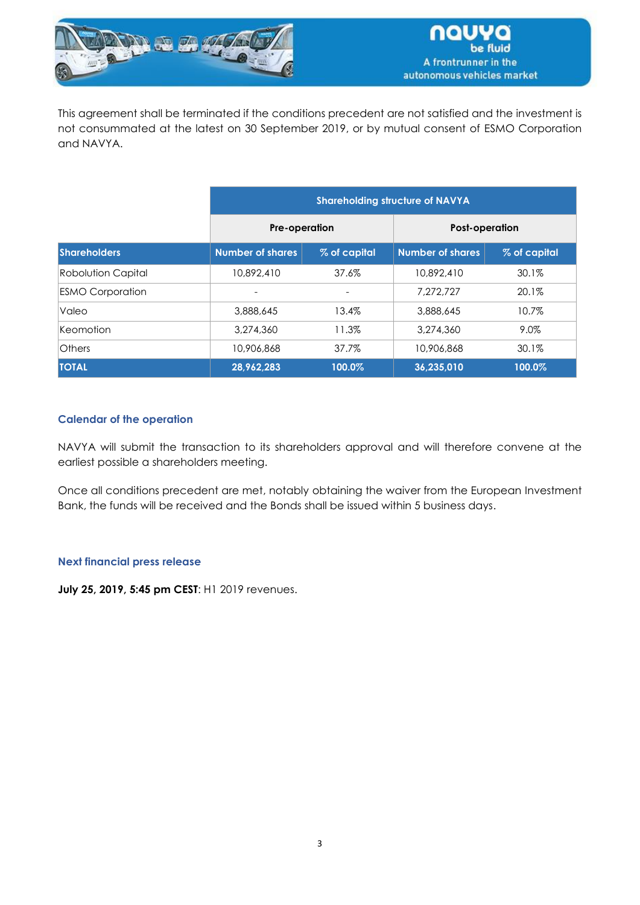This agreement shall be terminated if the conditions precedent are not satisfied and the investment is not consummated at the latest on 30 September 2019, or by mutual consent of ESMO Corporation and NAVYA.

| | Shareholding structure of NAVYA | | | |
|---|---|---|---|---|
| | Pre-operation | | Post-operation | |
| Shareholders | Number of shares | % of capital | Number of shares | % of capital |
| Robolution Capital | 10,892,410 | 37.6% | 10,892,410 | 30.1% |
| ESMO Corporation | - | - | 7,272,727 | 20.1% |
| Valeo | 3,888,645 | 13.4% | 3,888,645 | 10.7% |
| Keomotion | 3,274,360 | 11.3% | 3,274,360 | 9.0% |
| Others | 10,906,868 | 37.7% | 10,906,868 | 30.1% |
| **TOTAL** | **28,962,283** | **100.0%** | **36,235,010** | **100.0%** |

### Calendar of the operation

NAVYA will submit the transaction to its shareholders approval and will therefore convene at the earliest possible a shareholders meeting.

Once all conditions precedent are met, notably obtaining the waiver from the European Investment Bank, the funds will be received and the Bonds shall be issued within 5 business days.

### Next financial press release

**July 25, 2019, 5:45 pm CEST**: H1 2019 revenues.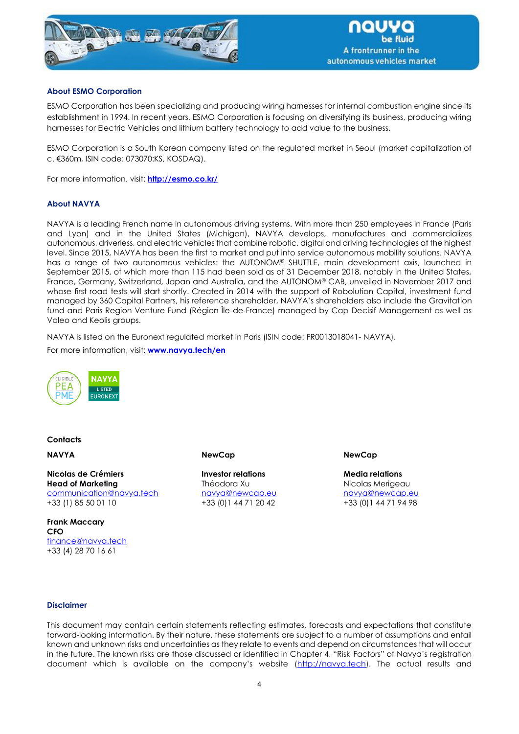## About ESMO Corporation

ESMO Corporation has been specializing and producing wiring harnesses for internal combustion engine since its establishment in 1994. In recent years, ESMO Corporation is focusing on diversifying its business, producing wiring harnesses for Electric Vehicles and lithium battery technology to add value to the business.

ESMO Corporation is a South Korean company listed on the regulated market in Seoul (market capitalization of c. €360m, ISIN code: 073070:KS, KOSDAQ).

For more information, visit: **http://esmo.co.kr/**

## About NAVYA

NAVYA is a leading French name in autonomous driving systems. With more than 250 employees in France (Paris and Lyon) and in the United States (Michigan), NAVYA develops, manufactures and commercializes autonomous, driverless, and electric vehicles that combine robotic, digital and driving technologies at the highest level. Since 2015, NAVYA has been the first to market and put into service autonomous mobility solutions. NAVYA has a range of two autonomous vehicles: the AUTONOM® SHUTTLE, main development axis, launched in September 2015, of which more than 115 had been sold as of 31 December 2018, notably in the United States, France, Germany, Switzerland, Japan and Australia, and the AUTONOM® CAB, unveiled in November 2017 and whose first road tests will start shortly. Created in 2014 with the support of Robolution Capital, investment fund managed by 360 Capital Partners, his reference shareholder, NAVYA's shareholders also include the Gravitation fund and Paris Region Venture Fund (Région Île-de-France) managed by Cap Decisif Management as well as Valeo and Keolis groups.

NAVYA is listed on the Euronext regulated market in Paris (ISIN code: FR0013018041- NAVYA).

For more information, visit: **www.navya.tech/en**

ELIGIBLE PEA PME

NAVYA LISTED EURONEXT

**Contacts**

**NAVYA**

**Nicolas de Crémiers**
**Head of Marketing**
communication@navya.tech
+33 (1) 85 50 01 10

**Frank Maccary**
**CFO**
finance@navya.tech
+33 (4) 28 70 16 61

**NewCap**

**Investor relations**
Théodora Xu
navya@newcap.eu
+33 (0)1 44 71 20 42

**NewCap**

**Media relations**
Nicolas Merigeau
navya@newcap.eu
+33 (0)1 44 71 94 98

## Disclaimer

This document may contain certain statements reflecting estimates, forecasts and expectations that constitute forward-looking information. By their nature, these statements are subject to a number of assumptions and entail known and unknown risks and uncertainties as they relate to events and depend on circumstances that will occur in the future. The known risks are those discussed or identified in Chapter 4, "Risk Factors" of Navya's registration document which is available on the company's website (http://navya.tech). The actual results and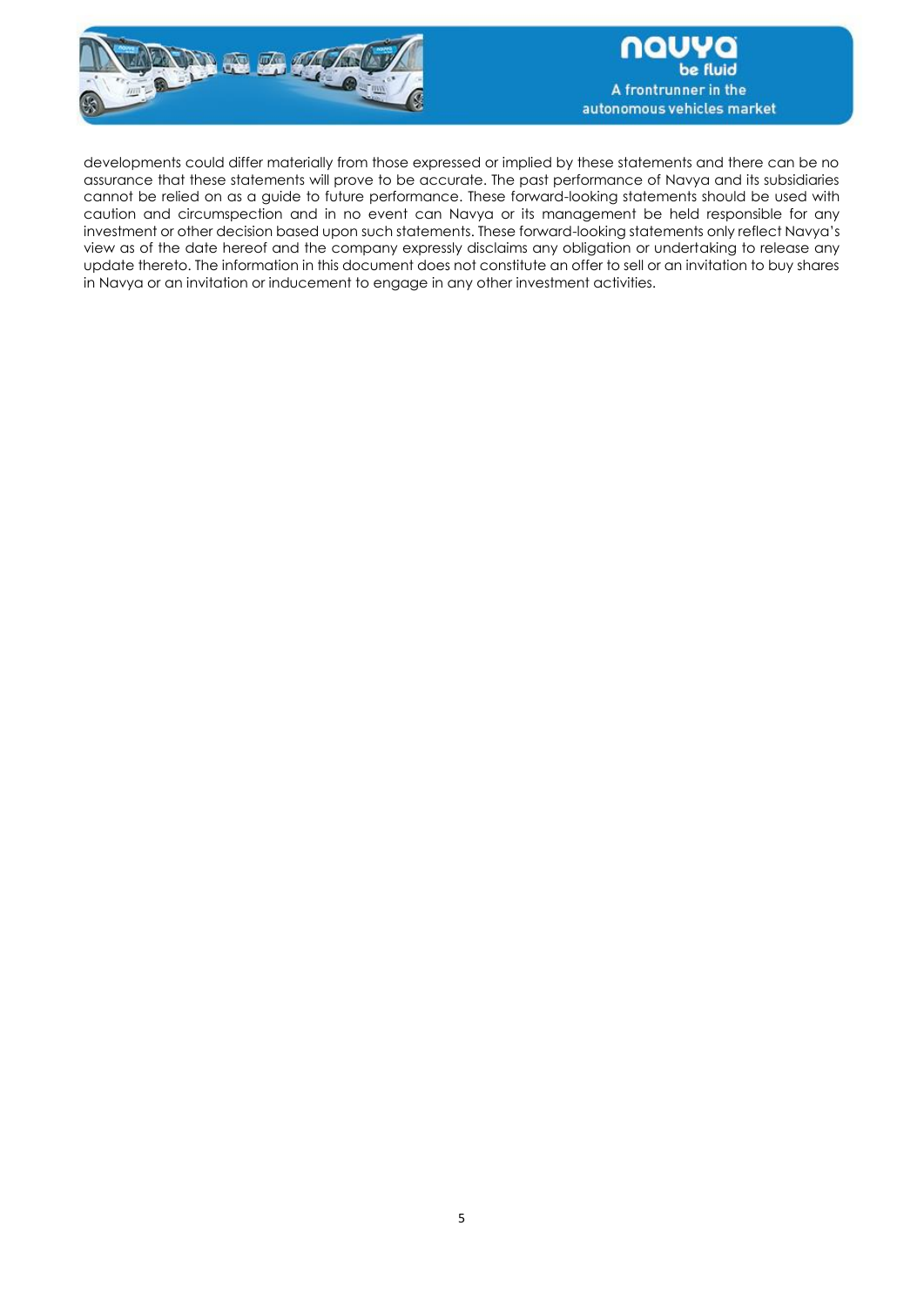developments could differ materially from those expressed or implied by these statements and there can be no assurance that these statements will prove to be accurate. The past performance of Navya and its subsidiaries cannot be relied on as a guide to future performance. These forward-looking statements should be used with caution and circumspection and in no event can Navya or its management be held responsible for any investment or other decision based upon such statements. These forward-looking statements only reflect Navya's view as of the date hereof and the company expressly disclaims any obligation or undertaking to release any update thereto. The information in this document does not constitute an offer to sell or an invitation to buy shares in Navya or an invitation or inducement to engage in any other investment activities.